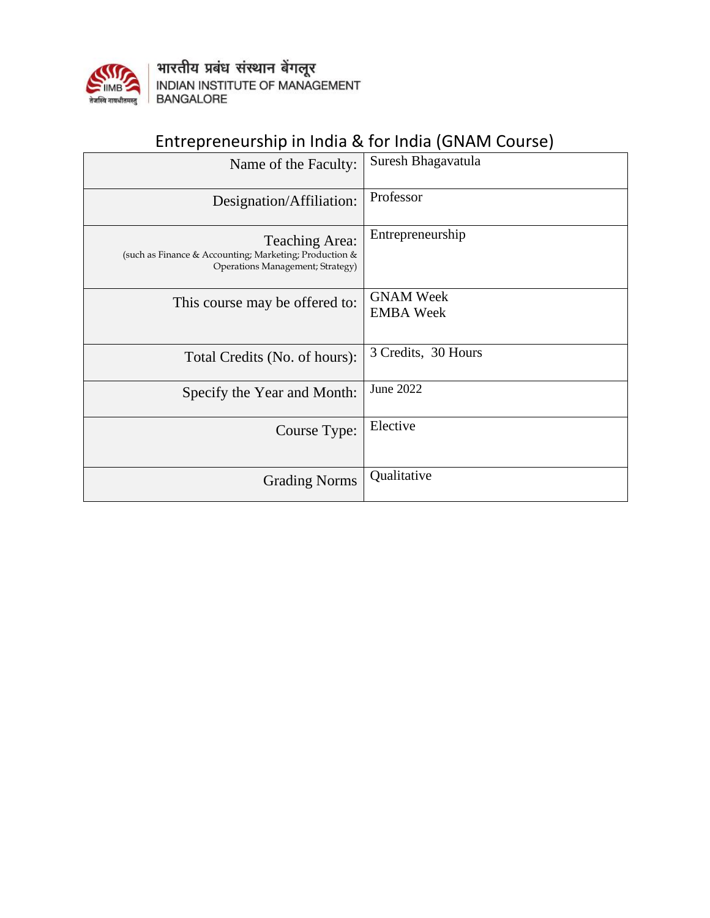भारतीय प्रबंध संस्थान बेंगलूर
INDIAN INSTITUTE OF MANAGEMENT
BANGALORE

# Entrepreneurship in India & for India (GNAM Course)

| | |
|---|---|
| Name of the Faculty: | Suresh Bhagavatula |
| Designation/Affiliation: | Professor |
| Teaching Area: (such as Finance & Accounting; Marketing; Production & Operations Management; Strategy) | Entrepreneurship |
| This course may be offered to: | GNAM Week<br>EMBA Week |
| Total Credits (No. of hours): | 3 Credits, 30 Hours |
| Specify the Year and Month: | June 2022 |
| Course Type: | Elective |
| Grading Norms | Qualitative |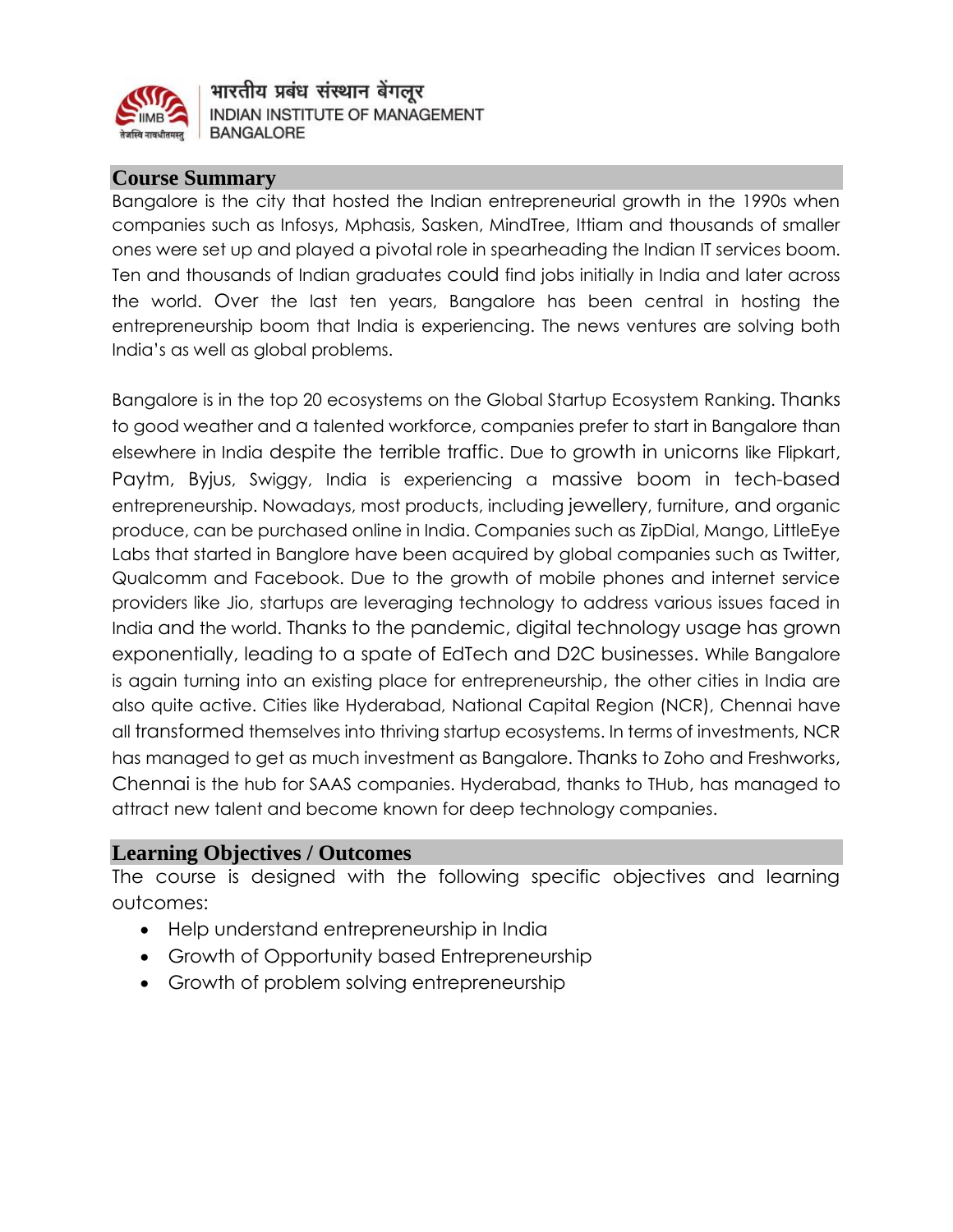## Course Summary

Bangalore is the city that hosted the Indian entrepreneurial growth in the 1990s when companies such as Infosys, Mphasis, Sasken, MindTree, Ittiam and thousands of smaller ones were set up and played a pivotal role in spearheading the Indian IT services boom. Ten and thousands of Indian graduates could find jobs initially in India and later across the world. Over the last ten years, Bangalore has been central in hosting the entrepreneurship boom that India is experiencing. The news ventures are solving both India's as well as global problems.

Bangalore is in the top 20 ecosystems on the Global Startup Ecosystem Ranking. Thanks to good weather and a talented workforce, companies prefer to start in Bangalore than elsewhere in India despite the terrible traffic. Due to growth in unicorns like Flipkart, Paytm, Byjus, Swiggy, India is experiencing a massive boom in tech-based entrepreneurship. Nowadays, most products, including jewellery, furniture, and organic produce, can be purchased online in India. Companies such as ZipDial, Mango, LittleEye Labs that started in Banglore have been acquired by global companies such as Twitter, Qualcomm and Facebook. Due to the growth of mobile phones and internet service providers like Jio, startups are leveraging technology to address various issues faced in India and the world. Thanks to the pandemic, digital technology usage has grown exponentially, leading to a spate of EdTech and D2C businesses. While Bangalore is again turning into an existing place for entrepreneurship, the other cities in India are also quite active. Cities like Hyderabad, National Capital Region (NCR), Chennai have all transformed themselves into thriving startup ecosystems. In terms of investments, NCR has managed to get as much investment as Bangalore. Thanks to Zoho and Freshworks, Chennai is the hub for SAAS companies. Hyderabad, thanks to THub, has managed to attract new talent and become known for deep technology companies.

## Learning Objectives / Outcomes

The course is designed with the following specific objectives and learning outcomes:

- Help understand entrepreneurship in India
- Growth of Opportunity based Entrepreneurship
- Growth of problem solving entrepreneurship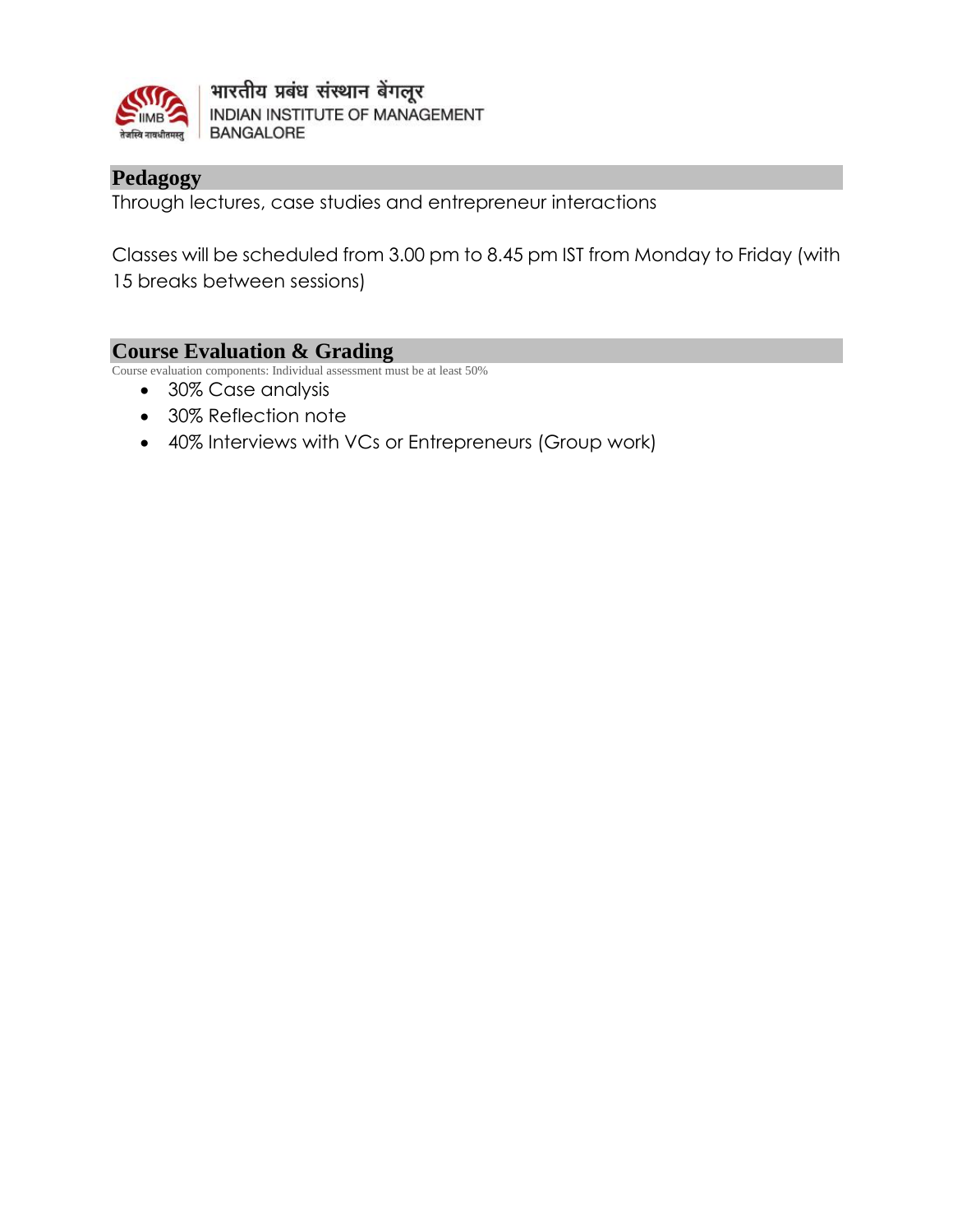## Pedagogy

Through lectures, case studies and entrepreneur interactions

Classes will be scheduled from 3.00 pm to 8.45 pm IST from Monday to Friday (with 15 breaks between sessions)

## Course Evaluation & Grading

Course evaluation components: Individual assessment must be at least 50%

- 30% Case analysis
- 30% Reflection note
- 40% Interviews with VCs or Entrepreneurs (Group work)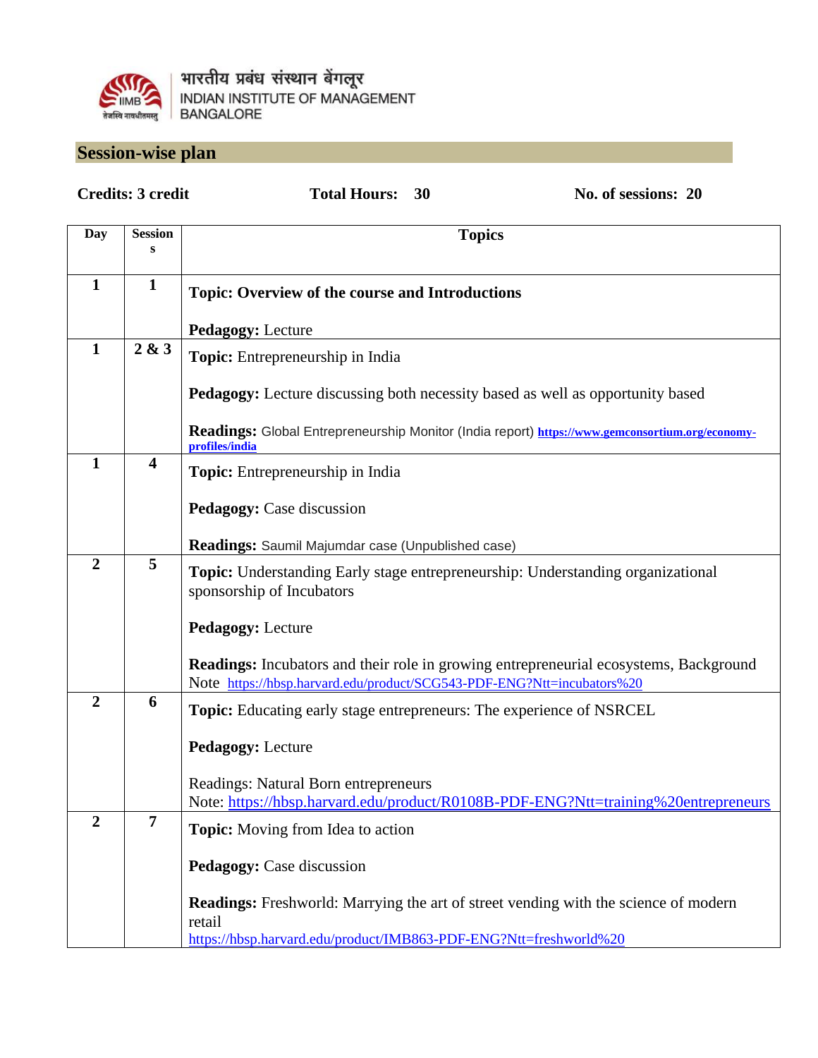भारतीय प्रबंध संस्थान बेंगलूर
INDIAN INSTITUTE OF MANAGEMENT BANGALORE

## Session-wise plan

**Credits: 3 credit** **Total Hours: 30** **No. of sessions: 20**

| Day | Sessions | Topics |
|---|---|---|
| 1 | 1 | **Topic: Overview of the course and Introductions**<br><br>**Pedagogy:** Lecture |
| 1 | 2 & 3 | **Topic:** Entrepreneurship in India<br><br>**Pedagogy:** Lecture discussing both necessity based as well as opportunity based<br><br>**Readings:** Global Entrepreneurship Monitor (India report) https://www.gemconsortium.org/economy-profiles/india |
| 1 | 4 | **Topic:** Entrepreneurship in India<br><br>**Pedagogy:** Case discussion<br><br>**Readings:** Saumil Majumdar case (Unpublished case) |
| 2 | 5 | **Topic:** Understanding Early stage entrepreneurship: Understanding organizational sponsorship of Incubators<br><br>**Pedagogy:** Lecture<br><br>**Readings:** Incubators and their role in growing entrepreneurial ecosystems, Background Note https://hbsp.harvard.edu/product/SCG543-PDF-ENG?Ntt=incubators%20 |
| 2 | 6 | **Topic:** Educating early stage entrepreneurs: The experience of NSRCEL<br><br>**Pedagogy:** Lecture<br><br>Readings: Natural Born entrepreneurs<br>Note: https://hbsp.harvard.edu/product/R0108B-PDF-ENG?Ntt=training%20entrepreneurs |
| 2 | 7 | **Topic:** Moving from Idea to action<br><br>**Pedagogy:** Case discussion<br><br>**Readings:** Freshworld: Marrying the art of street vending with the science of modern retail<br>https://hbsp.harvard.edu/product/IMB863-PDF-ENG?Ntt=freshworld%20 |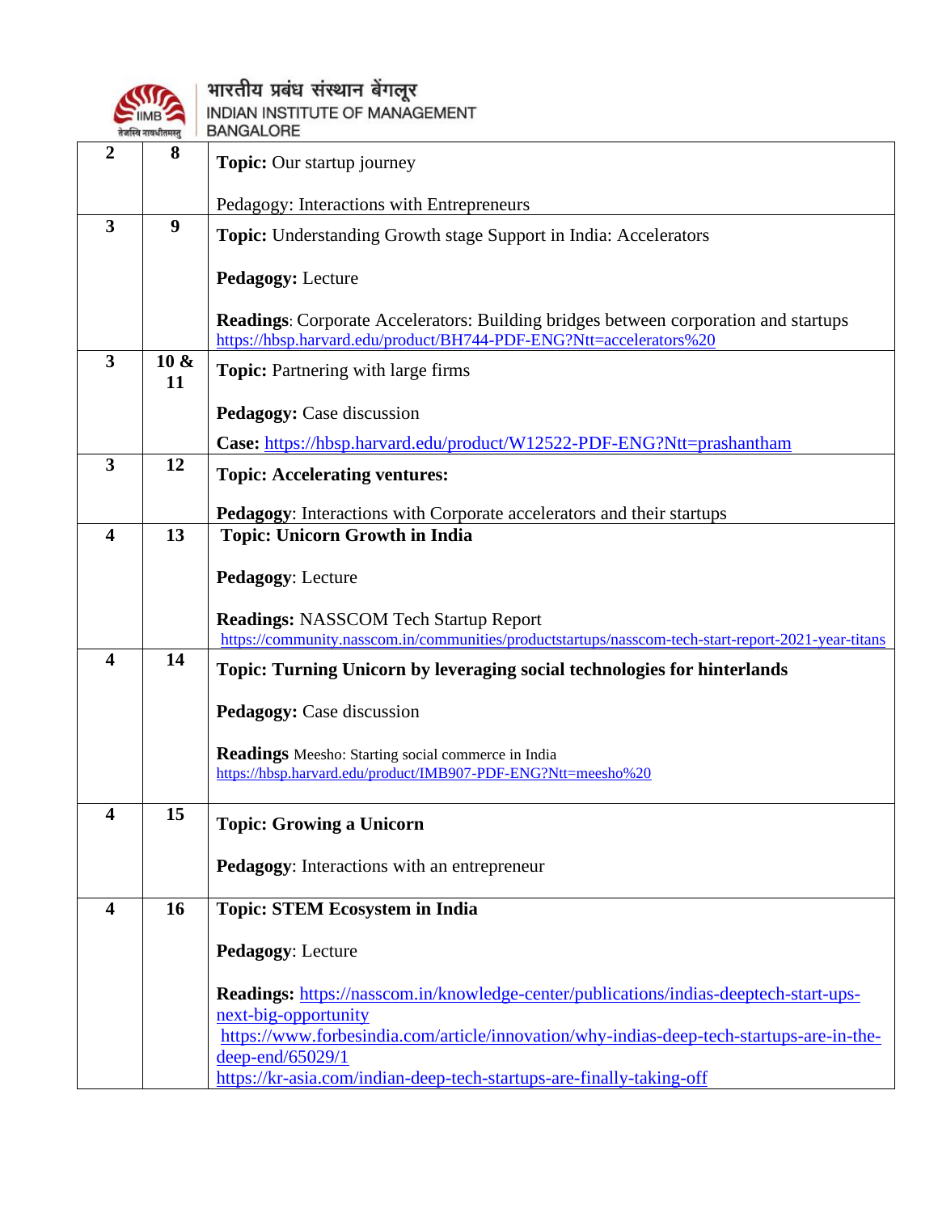| 2 | 8 | **Topic:** Our startup journey<br><br>Pedagogy: Interactions with Entrepreneurs |
|---|---|---|
| 3 | 9 | **Topic:** Understanding Growth stage Support in India: Accelerators<br><br>**Pedagogy:** Lecture<br><br>**Readings**: Corporate Accelerators: Building bridges between corporation and startups https://hbsp.harvard.edu/product/BH744-PDF-ENG?Ntt=accelerators%20 |
| 3 | 10 & 11 | **Topic:** Partnering with large firms<br><br>**Pedagogy:** Case discussion<br><br>**Case:** https://hbsp.harvard.edu/product/W12522-PDF-ENG?Ntt=prashantham |
| 3 | 12 | **Topic: Accelerating ventures:**<br><br>**Pedagogy**: Interactions with Corporate accelerators and their startups |
| 4 | 13 | **Topic: Unicorn Growth in India**<br><br>**Pedagogy**: Lecture<br><br>**Readings:** NASSCOM Tech Startup Report https://community.nasscom.in/communities/productstartups/nasscom-tech-start-report-2021-year-titans |
| 4 | 14 | **Topic: Turning Unicorn by leveraging social technologies for hinterlands**<br><br>**Pedagogy:** Case discussion<br><br>**Readings** Meesho: Starting social commerce in India https://hbsp.harvard.edu/product/IMB907-PDF-ENG?Ntt=meesho%20 |
| 4 | 15 | **Topic: Growing a Unicorn**<br><br>**Pedagogy**: Interactions with an entrepreneur |
| 4 | 16 | **Topic: STEM Ecosystem in India**<br><br>**Pedagogy**: Lecture<br><br>**Readings:** https://nasscom.in/knowledge-center/publications/indias-deeptech-start-ups-next-big-opportunity<br>https://www.forbesindia.com/article/innovation/why-indias-deep-tech-startups-are-in-the-deep-end/65029/1<br>https://kr-asia.com/indian-deep-tech-startups-are-finally-taking-off |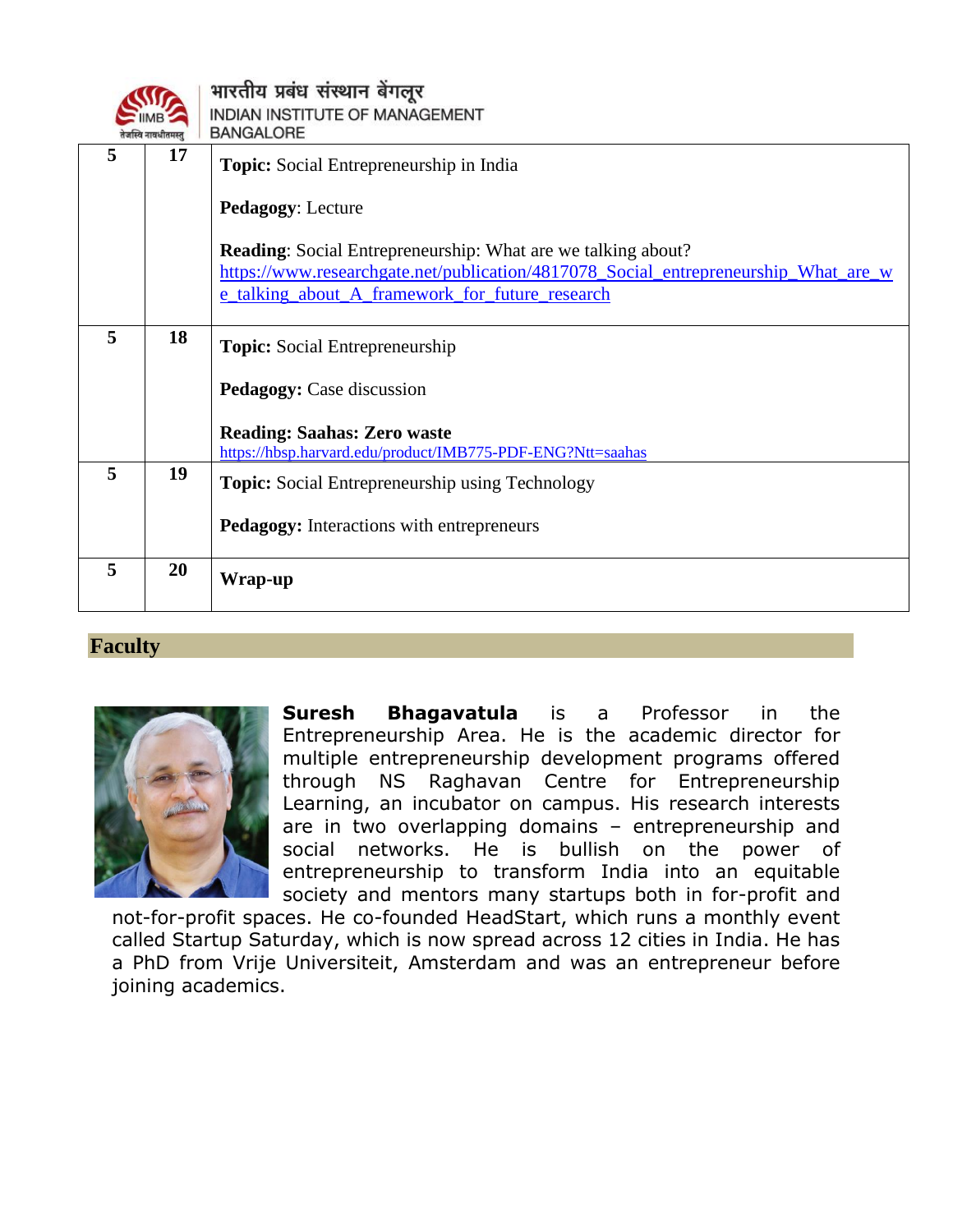| | | |
|---|---|---|
| **5** | **17** | **Topic:** Social Entrepreneurship in India<br><br>**Pedagogy**: Lecture<br><br>**Reading**: Social Entrepreneurship: What are we talking about? https://www.researchgate.net/publication/4817078_Social_entrepreneurship_What_are_we_talking_about_A_framework_for_future_research |
| **5** | **18** | **Topic:** Social Entrepreneurship<br><br>**Pedagogy:** Case discussion<br><br>**Reading: Saahas: Zero waste** https://hbsp.harvard.edu/product/IMB775-PDF-ENG?Ntt=saahas |
| **5** | **19** | **Topic:** Social Entrepreneurship using Technology<br><br>**Pedagogy:** Interactions with entrepreneurs |
| **5** | **20** | **Wrap-up** |

## Faculty

**Suresh Bhagavatula** is a Professor in the Entrepreneurship Area. He is the academic director for multiple entrepreneurship development programs offered through NS Raghavan Centre for Entrepreneurship Learning, an incubator on campus. His research interests are in two overlapping domains – entrepreneurship and social networks. He is bullish on the power of entrepreneurship to transform India into an equitable society and mentors many startups both in for-profit and not-for-profit spaces. He co-founded HeadStart, which runs a monthly event called Startup Saturday, which is now spread across 12 cities in India. He has a PhD from Vrije Universiteit, Amsterdam and was an entrepreneur before joining academics.